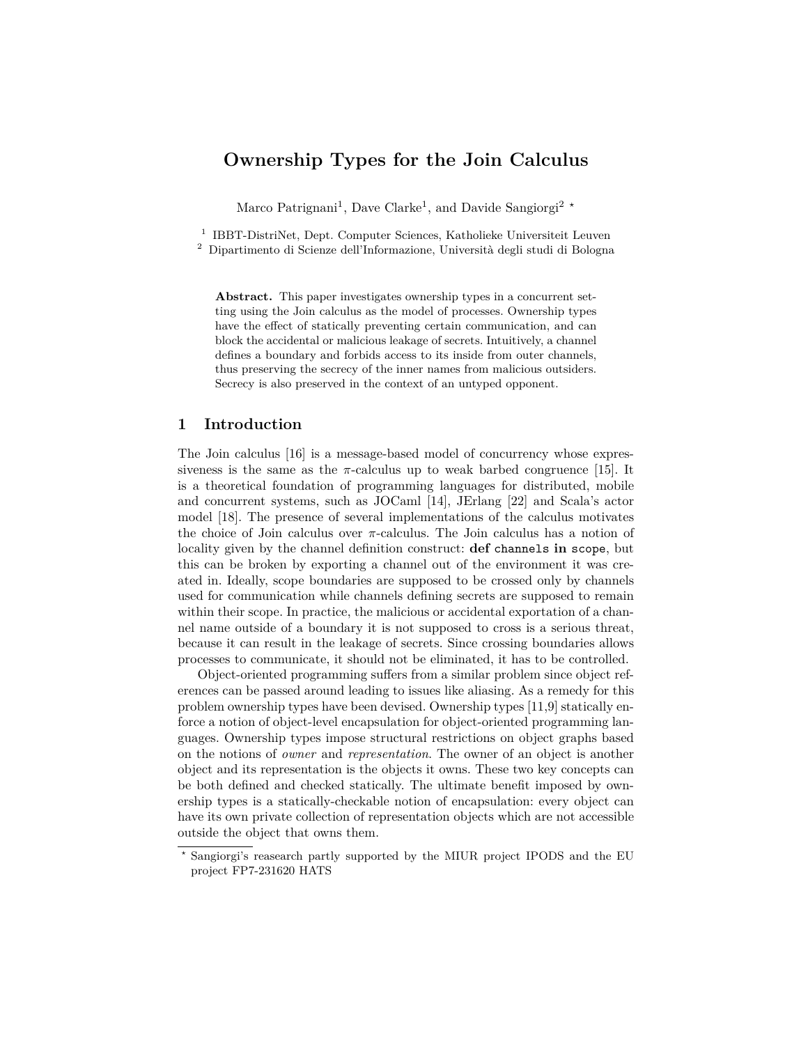# Ownership Types for the Join Calculus

Marco Patrignani[1], Dave Clarke[1], and Davide Sangiorgi[2] *

[1] IBBT-DistriNet, Dept. Computer Sciences, Katholieke Universiteit Leuven
[2] Dipartimento di Scienze dell'Informazione, Università degli studi di Bologna

**Abstract.** This paper investigates ownership types in a concurrent setting using the Join calculus as the model of processes. Ownership types have the effect of statically preventing certain communication, and can block the accidental or malicious leakage of secrets. Intuitively, a channel defines a boundary and forbids access to its inside from outer channels, thus preserving the secrecy of the inner names from malicious outsiders. Secrecy is also preserved in the context of an untyped opponent.

## 1 Introduction

The Join calculus [16] is a message-based model of concurrency whose expressiveness is the same as the $\pi$-calculus up to weak barbed congruence [15]. It is a theoretical foundation of programming languages for distributed, mobile and concurrent systems, such as JOCaml [14], JErlang [22] and Scala's actor model [18]. The presence of several implementations of the calculus motivates the choice of Join calculus over $\pi$-calculus. The Join calculus has a notion of locality given by the channel definition construct: **def** `channels` **in** `scope`, but this can be broken by exporting a channel out of the environment it was created in. Ideally, scope boundaries are supposed to be crossed only by channels used for communication while channels defining secrets are supposed to remain within their scope. In practice, the malicious or accidental exportation of a channel name outside of a boundary it is not supposed to cross is a serious threat, because it can result in the leakage of secrets. Since crossing boundaries allows processes to communicate, it should not be eliminated, it has to be controlled.

Object-oriented programming suffers from a similar problem since object references can be passed around leading to issues like aliasing. As a remedy for this problem ownership types have been devised. Ownership types [11,9] statically enforce a notion of object-level encapsulation for object-oriented programming languages. Ownership types impose structural restrictions on object graphs based on the notions of *owner* and *representation*. The owner of an object is another object and its representation is the objects it owns. These two key concepts can be both defined and checked statically. The ultimate benefit imposed by ownership types is a statically-checkable notion of encapsulation: every object can have its own private collection of representation objects which are not accessible outside the object that owns them.

* Sangiorgi's reasearch partly supported by the MIUR project IPODS and the EU project FP7-231620 HATS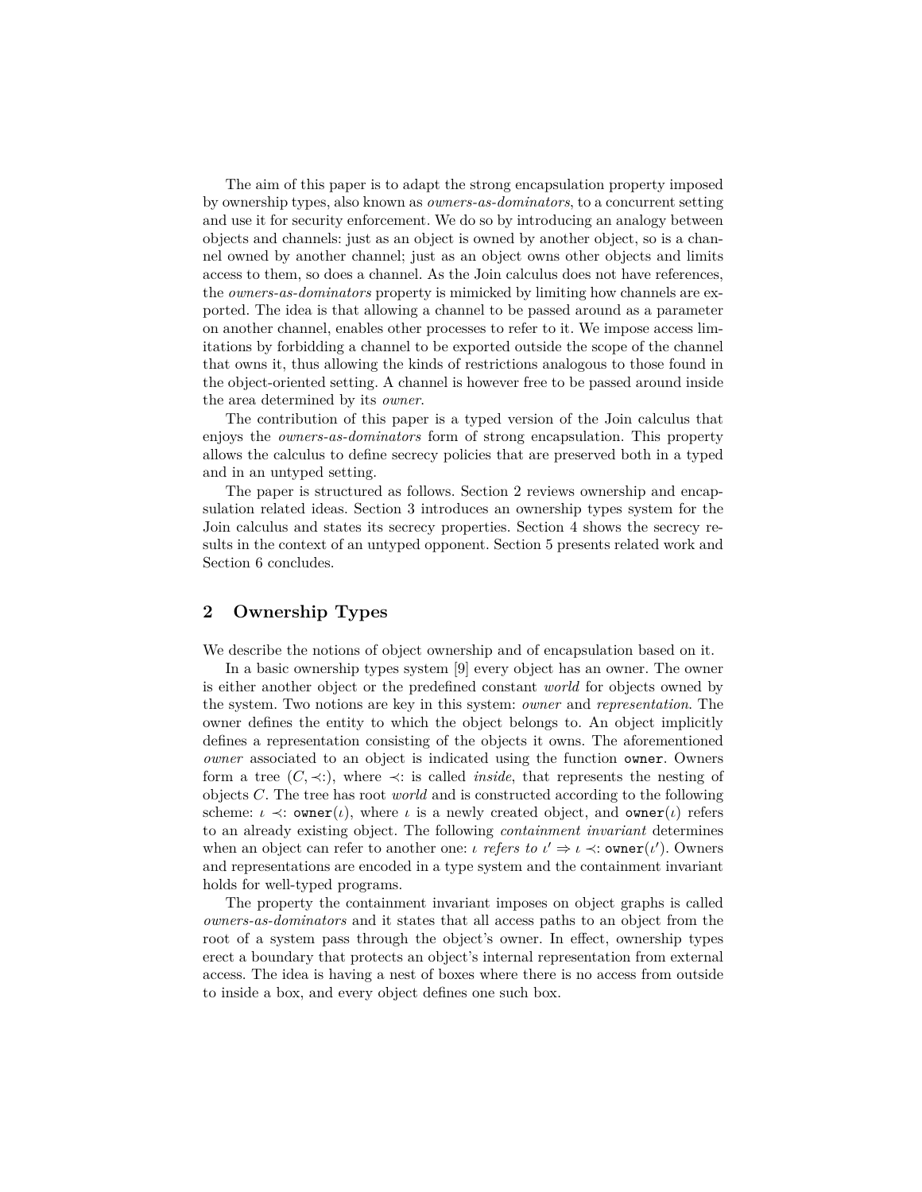The aim of this paper is to adapt the strong encapsulation property imposed by ownership types, also known as *owners-as-dominators*, to a concurrent setting and use it for security enforcement. We do so by introducing an analogy between objects and channels: just as an object is owned by another object, so is a channel owned by another channel; just as an object owns other objects and limits access to them, so does a channel. As the Join calculus does not have references, the *owners-as-dominators* property is mimicked by limiting how channels are exported. The idea is that allowing a channel to be passed around as a parameter on another channel, enables other processes to refer to it. We impose access limitations by forbidding a channel to be exported outside the scope of the channel that owns it, thus allowing the kinds of restrictions analogous to those found in the object-oriented setting. A channel is however free to be passed around inside the area determined by its *owner*.

The contribution of this paper is a typed version of the Join calculus that enjoys the *owners-as-dominators* form of strong encapsulation. This property allows the calculus to define secrecy policies that are preserved both in a typed and in an untyped setting.

The paper is structured as follows. Section 2 reviews ownership and encapsulation related ideas. Section 3 introduces an ownership types system for the Join calculus and states its secrecy properties. Section 4 shows the secrecy results in the context of an untyped opponent. Section 5 presents related work and Section 6 concludes.

## 2 Ownership Types

We describe the notions of object ownership and of encapsulation based on it.

In a basic ownership types system [9] every object has an owner. The owner is either another object or the predefined constant *world* for objects owned by the system. Two notions are key in this system: *owner* and *representation*. The owner defines the entity to which the object belongs to. An object implicitly defines a representation consisting of the objects it owns. The aforementioned *owner* associated to an object is indicated using the function `owner`. Owners form a tree $(C, \prec:)$, where $\prec:$ is called *inside*, that represents the nesting of objects $C$. The tree has root *world* and is constructed according to the following scheme: $\iota \prec: \texttt{owner}(\iota)$, where $\iota$ is a newly created object, and $\texttt{owner}(\iota)$ refers to an already existing object. The following *containment invariant* determines when an object can refer to another one: $\iota$ *refers to* $\iota' \Rightarrow \iota \prec: \texttt{owner}(\iota')$. Owners and representations are encoded in a type system and the containment invariant holds for well-typed programs.

The property the containment invariant imposes on object graphs is called *owners-as-dominators* and it states that all access paths to an object from the root of a system pass through the object's owner. In effect, ownership types erect a boundary that protects an object's internal representation from external access. The idea is having a nest of boxes where there is no access from outside to inside a box, and every object defines one such box.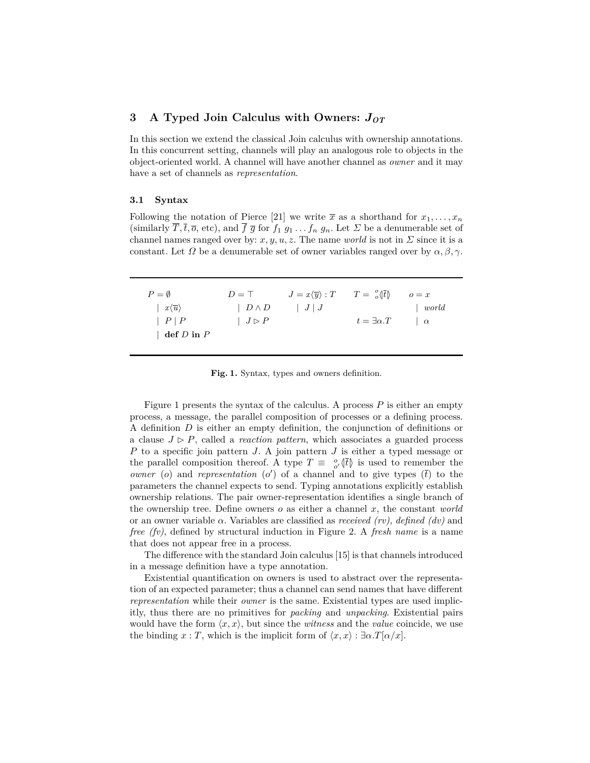## 3 A Typed Join Calculus with Owners: $J_{OT}$

In this section we extend the classical Join calculus with ownership annotations. In this concurrent setting, channels will play an analogous role to objects in the object-oriented world. A channel will have another channel as *owner* and it may have a set of channels as *representation*.

### 3.1 Syntax

Following the notation of Pierce [21] we write $\overline{x}$ as a shorthand for $x_1, \ldots, x_n$ (similarly $\overline{T}, \overline{t}, \overline{o}$, etc), and $\overline{f}\ \overline{g}$ for $f_1\ g_1 \ldots f_n\ g_n$. Let $\Sigma$ be a denumerable set of channel names ranged over by: $x, y, u, z$. The name *world* is not in $\Sigma$ since it is a constant. Let $\Omega$ be a denumerable set of owner variables ranged over by $\alpha, \beta, \gamma$.

$$
\begin{array}{lllll}
P = \emptyset & D = \top & J = x\langle\overline{y}\rangle : T & T = {}^{o}_{o}\langle\!|\overline{t}|\!\rangle & o = x \\
\quad \mid x\langle\overline{u}\rangle & \quad \mid D \wedge D & \quad \mid J \mid J & & \quad \mid \mathit{world} \\
\quad \mid P \mid P & \quad \mid J \rhd P & & t = \exists\alpha.T & \quad \mid \alpha \\
\quad \mid \textbf{def } D \textbf{ in } P & & & &
\end{array}
$$

**Fig. 1.** Syntax, types and owners definition.

Figure 1 presents the syntax of the calculus. A process $P$ is either an empty process, a message, the parallel composition of processes or a defining process. A definition $D$ is either an empty definition, the conjunction of definitions or a clause $J \rhd P$, called a *reaction pattern*, which associates a guarded process $P$ to a specific join pattern $J$. A join pattern $J$ is either a typed message or the parallel composition thereof. A type $T \equiv {}^{o}_{o'}\langle\!|\overline{t}|\!\rangle$ is used to remember the *owner* ($o$) and *representation* ($o'$) of a channel and to give types ($\overline{t}$) to the parameters the channel expects to send. Typing annotations explicitly establish ownership relations. The pair owner-representation identifies a single branch of the ownership tree. Define owners $o$ as either a channel $x$, the constant *world* or an owner variable $\alpha$. Variables are classified as *received (rv)*, *defined (dv)* and *free (fv)*, defined by structural induction in Figure 2. A *fresh name* is a name that does not appear free in a process.

The difference with the standard Join calculus [15] is that channels introduced in a message definition have a type annotation.

Existential quantification on owners is used to abstract over the representation of an expected parameter; thus a channel can send names that have different *representation* while their *owner* is the same. Existential types are used implicitly, thus there are no primitives for *packing* and *unpacking*. Existential pairs would have the form $\langle x, x\rangle$, but since the *witness* and the *value* coincide, we use the binding $x : T$, which is the implicit form of $\langle x, x\rangle : \exists\alpha.T[\alpha/x]$.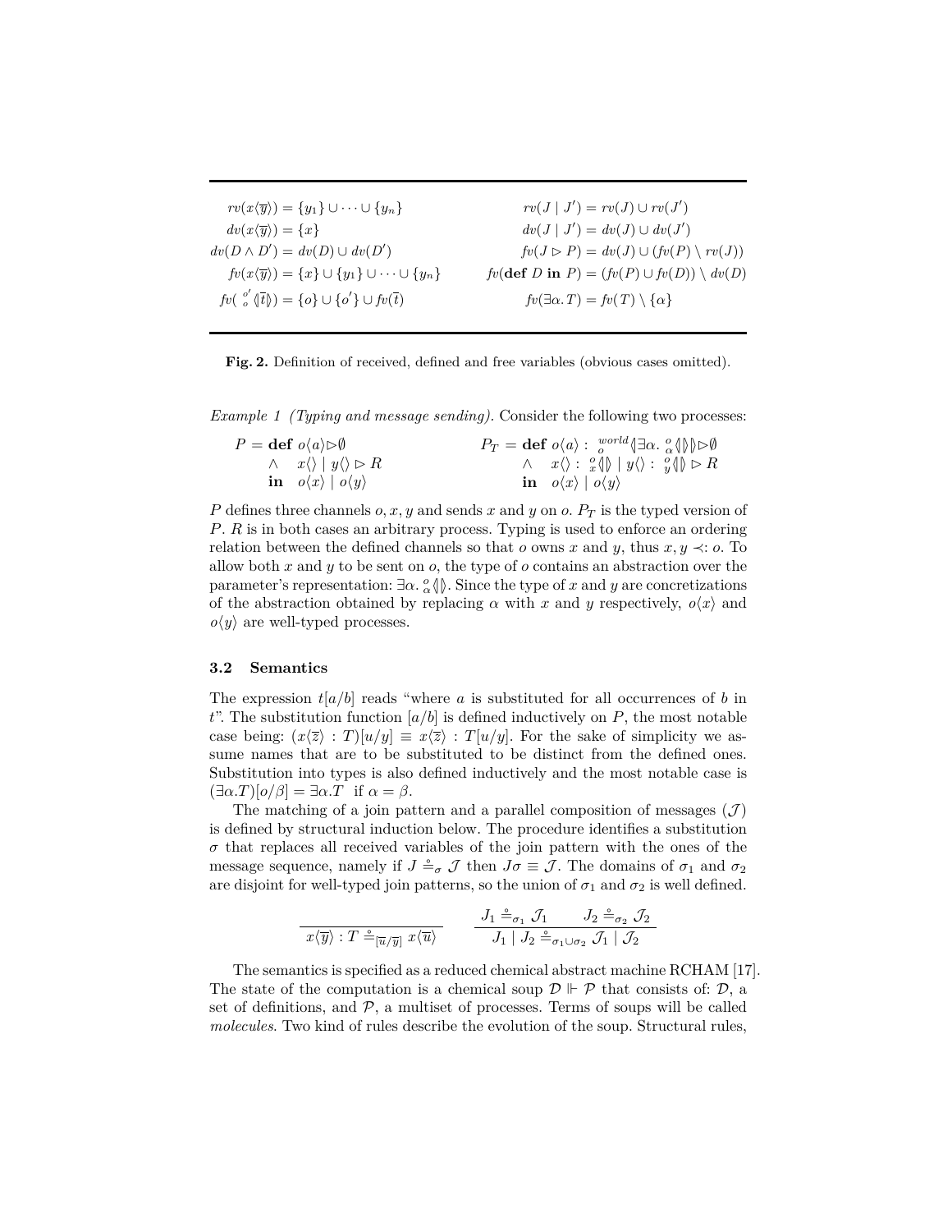$$
\begin{aligned}
rv(x\langle\overline{y}\rangle) &= \{y_1\} \cup \dots \cup \{y_n\} & rv(J \mid J') &= rv(J) \cup rv(J') \\
dv(x\langle\overline{y}\rangle) &= \{x\} & dv(J \mid J') &= dv(J) \cup dv(J') \\
dv(D \wedge D') &= dv(D) \cup dv(D') & fv(J \triangleright P) &= dv(J) \cup (fv(P) \setminus rv(J)) \\
fv(x\langle\overline{y}\rangle) &= \{x\} \cup \{y_1\} \cup \dots \cup \{y_n\} & fv(\mathbf{def}\ D\ \mathbf{in}\ P) &= (fv(P) \cup fv(D)) \setminus dv(D) \\
fv({}^{o'}_{o}\langle\!|\overline{t}|\!\rangle) &= \{o\} \cup \{o'\} \cup fv(\overline{t}) & fv(\exists\alpha.T) &= fv(T) \setminus \{\alpha\}
\end{aligned}
$$

**Fig. 2.** Definition of received, defined and free variables (obvious cases omitted).

*Example 1 (Typing and message sending).* Consider the following two processes:

$$
\begin{aligned}
P = \ &\mathbf{def}\ o\langle a\rangle \triangleright \emptyset & P_T = \ &\mathbf{def}\ o\langle a\rangle : {}^{world}_{o}\langle\!|\exists\alpha.\ {}^{o}_{\alpha}\langle\!|\,|\!\rangle|\!\rangle \triangleright \emptyset \\
&\wedge \quad x\langle\rangle \mid y\langle\rangle \triangleright R & &\wedge \quad x\langle\rangle : {}^{o}_{x}\langle\!|\,|\!\rangle \mid y\langle\rangle : {}^{o}_{y}\langle\!|\,|\!\rangle \triangleright R \\
&\mathbf{in} \quad o\langle x\rangle \mid o\langle y\rangle & &\mathbf{in} \quad o\langle x\rangle \mid o\langle y\rangle
\end{aligned}
$$

$P$ defines three channels $o, x, y$ and sends $x$ and $y$ on $o$. $P_T$ is the typed version of $P$. $R$ is in both cases an arbitrary process. Typing is used to enforce an ordering relation between the defined channels so that $o$ owns $x$ and $y$, thus $x, y \prec: o$. To allow both $x$ and $y$ to be sent on $o$, the type of $o$ contains an abstraction over the parameter's representation: $\exists\alpha.\ {}^{o}_{\alpha}\langle\!|\,|\!\rangle$. Since the type of $x$ and $y$ are concretizations of the abstraction obtained by replacing $\alpha$ with $x$ and $y$ respectively, $o\langle x\rangle$ and $o\langle y\rangle$ are well-typed processes.

### 3.2 Semantics

The expression $t[a/b]$ reads "where $a$ is substituted for all occurrences of $b$ in $t$". The substitution function $[a/b]$ is defined inductively on $P$, the most notable case being: $(x\langle\overline{z}\rangle : T)[u/y] \equiv x\langle\overline{z}\rangle : T[u/y]$. For the sake of simplicity we assume names that are to be substituted to be distinct from the defined ones. Substitution into types is also defined inductively and the most notable case is $(\exists\alpha.T)[o/\beta] = \exists\alpha.T$ if $\alpha = \beta$.

The matching of a join pattern and a parallel composition of messages ($\mathcal{J}$) is defined by structural induction below. The procedure identifies a substitution $\sigma$ that replaces all received variables of the join pattern with the ones of the message sequence, namely if $J \mathrel{\mathring{=}}_\sigma \mathcal{J}$ then $J\sigma \equiv \mathcal{J}$. The domains of $\sigma_1$ and $\sigma_2$ are disjoint for well-typed join patterns, so the union of $\sigma_1$ and $\sigma_2$ is well defined.

$$
\frac{}{x\langle\overline{y}\rangle : T \mathrel{\mathring{=}}_{[\overline{u}/\overline{y}]} x\langle\overline{u}\rangle}
\qquad
\frac{J_1 \mathrel{\mathring{=}}_{\sigma_1} \mathcal{J}_1 \qquad J_2 \mathrel{\mathring{=}}_{\sigma_2} \mathcal{J}_2}{J_1 \mid J_2 \mathrel{\mathring{=}}_{\sigma_1 \cup \sigma_2} \mathcal{J}_1 \mid \mathcal{J}_2}
$$

The semantics is specified as a reduced chemical abstract machine RCHAM [17]. The state of the computation is a chemical soup $\mathcal{D} \Vdash \mathcal{P}$ that consists of: $\mathcal{D}$, a set of definitions, and $\mathcal{P}$, a multiset of processes. Terms of soups will be called *molecules*. Two kind of rules describe the evolution of the soup. Structural rules,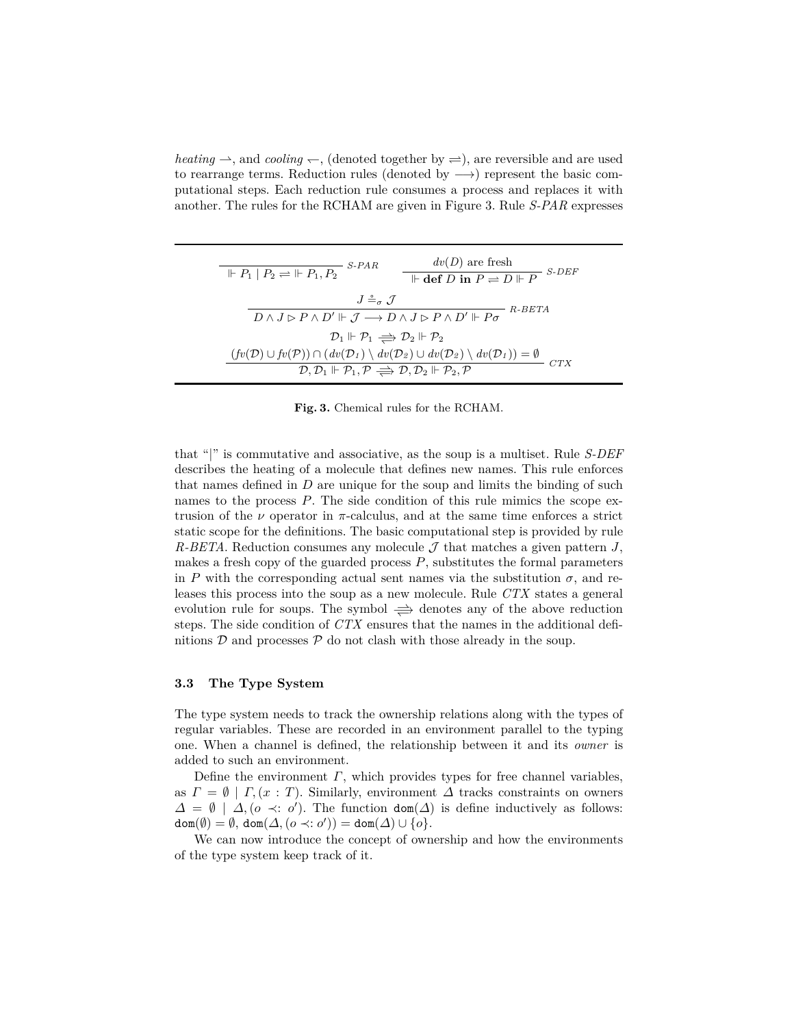*heating* $\rightharpoonup$, and *cooling* $\leftharpoondown$, (denoted together by $\rightleftharpoons$), are reversible and are used to rearrange terms. Reduction rules (denoted by $\longrightarrow$) represent the basic computational steps. Each reduction rule consumes a process and replaces it with another. The rules for the RCHAM are given in Figure 3. Rule *S-PAR* expresses

$$\frac{}{\Vdash P_1 \mid P_2 \rightleftharpoons \Vdash P_1, P_2}\ \textit{S-PAR} \qquad \frac{dv(D) \text{ are fresh}}{\Vdash \textbf{def } D \textbf{ in } P \rightleftharpoons D \Vdash P}\ \textit{S-DEF}$$

$$\frac{J \doteq_\sigma \mathcal{J}}{D \wedge J \rhd P \wedge D' \Vdash \mathcal{J} \longrightarrow D \wedge J \rhd P \wedge D' \Vdash P\sigma}\ \textit{R-BETA}$$

$$\frac{\mathcal{D}_1 \Vdash \mathcal{P}_1 \Longrightarrow \mathcal{D}_2 \Vdash \mathcal{P}_2 \qquad (fv(\mathcal{D}) \cup fv(\mathcal{P})) \cap (dv(\mathcal{D}_1) \setminus dv(\mathcal{D}_2) \cup dv(\mathcal{D}_2) \setminus dv(\mathcal{D}_1)) = \emptyset}{\mathcal{D}, \mathcal{D}_1 \Vdash \mathcal{P}_1, \mathcal{P} \Longrightarrow \mathcal{D}, \mathcal{D}_2 \Vdash \mathcal{P}_2, \mathcal{P}}\ \textit{CTX}$$

**Fig. 3.** Chemical rules for the RCHAM.

that "|" is commutative and associative, as the soup is a multiset. Rule *S-DEF* describes the heating of a molecule that defines new names. This rule enforces that names defined in $D$ are unique for the soup and limits the binding of such names to the process $P$. The side condition of this rule mimics the scope extrusion of the $\nu$ operator in $\pi$-calculus, and at the same time enforces a strict static scope for the definitions. The basic computational step is provided by rule *R-BETA*. Reduction consumes any molecule $\mathcal{J}$ that matches a given pattern $J$, makes a fresh copy of the guarded process $P$, substitutes the formal parameters in $P$ with the corresponding actual sent names via the substitution $\sigma$, and releases this process into the soup as a new molecule. Rule *CTX* states a general evolution rule for soups. The symbol $\Longrightarrow$ denotes any of the above reduction steps. The side condition of *CTX* ensures that the names in the additional definitions $\mathcal{D}$ and processes $\mathcal{P}$ do not clash with those already in the soup.

### 3.3 The Type System

The type system needs to track the ownership relations along with the types of regular variables. These are recorded in an environment parallel to the typing one. When a channel is defined, the relationship between it and its *owner* is added to such an environment.

Define the environment $\Gamma$, which provides types for free channel variables, as $\Gamma = \emptyset \mid \Gamma, (x : T)$. Similarly, environment $\Delta$ tracks constraints on owners $\Delta = \emptyset \mid \Delta, (o \prec: o')$. The function $\texttt{dom}(\Delta)$ is define inductively as follows: $\texttt{dom}(\emptyset) = \emptyset$, $\texttt{dom}(\Delta, (o \prec: o')) = \texttt{dom}(\Delta) \cup \{o\}$.

We can now introduce the concept of ownership and how the environments of the type system keep track of it.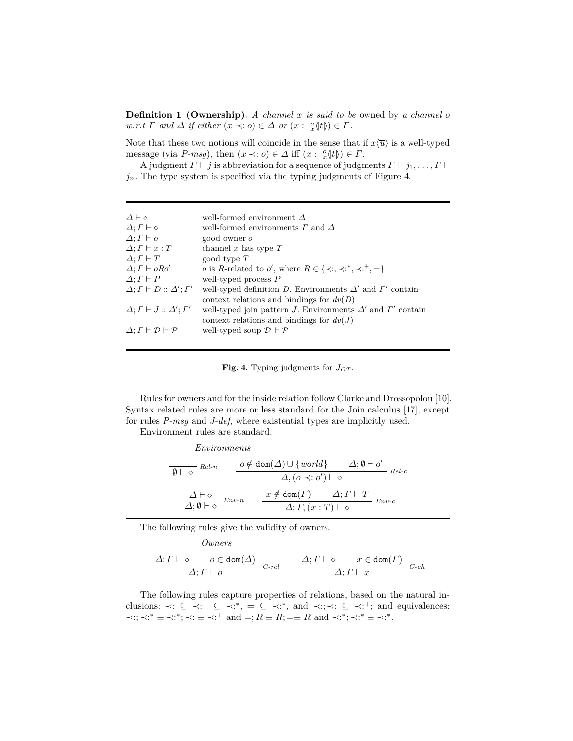**Definition 1 (Ownership).** *A channel $x$ is said to be* owned by *a channel $o$ w.r.t $\Gamma$ and $\Delta$ if either $(x \prec: o) \in \Delta$ or $(x : {}^{o}_{x}\langle\!|\bar{t}|\!\rangle) \in \Gamma$.*

Note that these two notions will coincide in the sense that if $x\langle\overline{u}\rangle$ is a well-typed message (via *P-msg*), then $(x \prec: o) \in \Delta$ iff $(x : {}^{o}_{x}\langle\!|\bar{t}|\!\rangle) \in \Gamma$.

A judgment $\Gamma \vdash \overline{j}$ is abbreviation for a sequence of judgments $\Gamma \vdash j_1, \ldots, \Gamma \vdash j_n$. The type system is specified via the typing judgments of Figure 4.

| | |
|---|---|
| $\Delta \vdash \diamond$ | well-formed environment $\Delta$ |
| $\Delta; \Gamma \vdash \diamond$ | well-formed environments $\Gamma$ and $\Delta$ |
| $\Delta; \Gamma \vdash o$ | good owner $o$ |
| $\Delta; \Gamma \vdash x : T$ | channel $x$ has type $T$ |
| $\Delta; \Gamma \vdash T$ | good type $T$ |
| $\Delta; \Gamma \vdash oRo'$ | $o$ is $R$-related to $o'$, where $R \in \{\prec:, \prec:^*, \prec:^+, =\}$ |
| $\Delta; \Gamma \vdash P$ | well-typed process $P$ |
| $\Delta; \Gamma \vdash D :: \Delta'; \Gamma'$ | well-typed definition $D$. Environments $\Delta'$ and $\Gamma'$ contain context relations and bindings for $dv(D)$ |
| $\Delta; \Gamma \vdash J :: \Delta'; \Gamma'$ | well-typed join pattern $J$. Environments $\Delta'$ and $\Gamma'$ contain context relations and bindings for $dv(J)$ |
| $\Delta; \Gamma \vdash \mathcal{D} \Vdash \mathcal{P}$ | well-typed soup $\mathcal{D} \Vdash \mathcal{P}$ |

**Fig. 4.** Typing judgments for $J_{OT}$.

Rules for owners and for the inside relation follow Clarke and Drossopolou [10]. Syntax related rules are more or less standard for the Join calculus [17], except for rules *P-msg* and *J-def*, where existential types are implicitly used.

Environment rules are standard.

*Environments*

$$\frac{}{\emptyset \vdash \diamond}\ \textit{Rel-n} \qquad \frac{o \notin \mathtt{dom}(\Delta) \cup \{world\} \qquad \Delta; \emptyset \vdash o'}{\Delta, (o \prec: o') \vdash \diamond}\ \textit{Rel-c}$$

$$\frac{\Delta \vdash \diamond}{\Delta; \emptyset \vdash \diamond}\ \textit{Env-n} \qquad \frac{x \notin \mathtt{dom}(\Gamma) \qquad \Delta; \Gamma \vdash T}{\Delta; \Gamma, (x : T) \vdash \diamond}\ \textit{Env-c}$$

The following rules give the validity of owners.

*Owners*

$$\frac{\Delta; \Gamma \vdash \diamond \qquad o \in \mathtt{dom}(\Delta)}{\Delta; \Gamma \vdash o}\ \textit{C-rel} \qquad \frac{\Delta; \Gamma \vdash \diamond \qquad x \in \mathtt{dom}(\Gamma)}{\Delta; \Gamma \vdash x}\ \textit{C-ch}$$

The following rules capture properties of relations, based on the natural inclusions: $\prec: \subseteq \prec:^+ \subseteq \prec:^*$, $= \subseteq \prec:^*$, and $\prec:; \prec: \subseteq \prec:^+$; and equivalences: $\prec:; \prec:^* \equiv \prec:^*; \prec: \equiv \prec:^+$ and $=; R \equiv R; = \equiv R$ and $\prec:^*; \prec:^* \equiv \prec:^*$.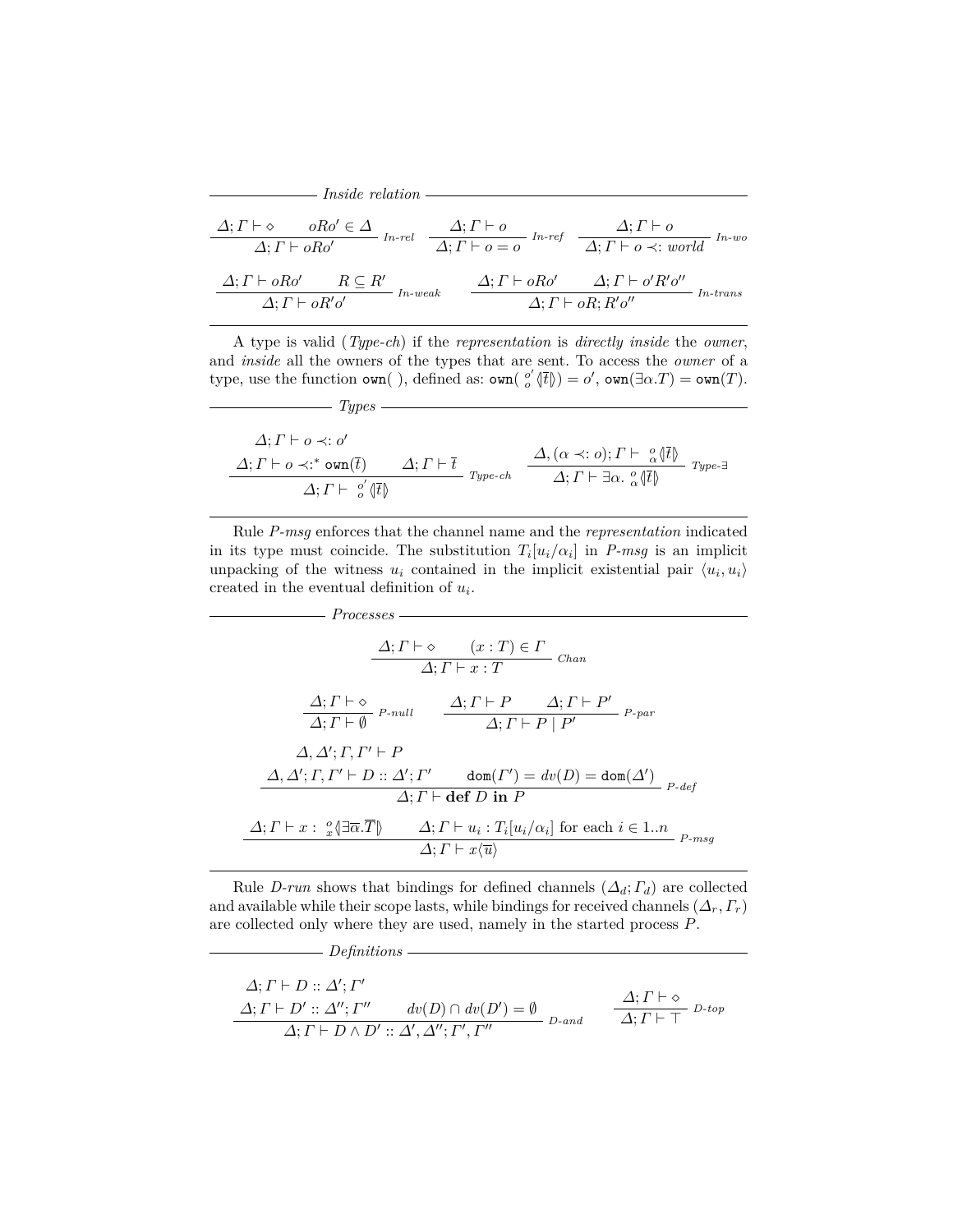*Inside relation*

$$\frac{\Delta;\Gamma \vdash \diamond \qquad oRo' \in \Delta}{\Delta;\Gamma \vdash oRo'}\ \textit{In-rel} \qquad \frac{\Delta;\Gamma \vdash o}{\Delta;\Gamma \vdash o = o}\ \textit{In-ref} \qquad \frac{\Delta;\Gamma \vdash o}{\Delta;\Gamma \vdash o \prec: \textit{world}}\ \textit{In-wo}$$

$$\frac{\Delta;\Gamma \vdash oRo' \qquad R \subseteq R'}{\Delta;\Gamma \vdash oR'o'}\ \textit{In-weak} \qquad \frac{\Delta;\Gamma \vdash oRo' \qquad \Delta;\Gamma \vdash o'R'o''}{\Delta;\Gamma \vdash oR;R'o''}\ \textit{In-trans}$$

A type is valid (*Type-ch*) if the *representation* is *directly inside* the *owner*, and *inside* all the owners of the types that are sent. To access the *owner* of a type, use the function `own( )`, defined as: $\texttt{own}({}^{o'}_{o}\langle\!|\overline{t}|\!\rangle) = o'$, $\texttt{own}(\exists\alpha.T) = \texttt{own}(T)$.

*Types*

$$\frac{\begin{array}{l}\Delta;\Gamma \vdash o \prec: o' \\ \Delta;\Gamma \vdash o \prec:^{*} \texttt{own}(\overline{t}) \qquad \Delta;\Gamma \vdash \overline{t}\end{array}}{\Delta;\Gamma \vdash {}^{o'}_{o}\langle\!|\overline{t}|\!\rangle}\ \textit{Type-ch} \qquad \frac{\Delta,(\alpha \prec: o);\Gamma \vdash {}^{o}_{\alpha}\langle\!|\overline{t}|\!\rangle}{\Delta;\Gamma \vdash \exists\alpha.\, {}^{o}_{\alpha}\langle\!|\overline{t}|\!\rangle}\ \textit{Type-}\exists$$

Rule *P-msg* enforces that the channel name and the *representation* indicated in its type must coincide. The substitution $T_i[u_i/\alpha_i]$ in *P-msg* is an implicit unpacking of the witness $u_i$ contained in the implicit existential pair $\langle u_i, u_i\rangle$ created in the eventual definition of $u_i$.

*Processes*

$$\frac{\Delta;\Gamma \vdash \diamond \qquad (x:T) \in \Gamma}{\Delta;\Gamma \vdash x : T}\ \textit{Chan}$$

$$\frac{\Delta;\Gamma \vdash \diamond}{\Delta;\Gamma \vdash \emptyset}\ \textit{P-null} \qquad \frac{\Delta;\Gamma \vdash P \qquad \Delta;\Gamma \vdash P'}{\Delta;\Gamma \vdash P \mid P'}\ \textit{P-par}$$

$$\frac{\begin{array}{l}\Delta,\Delta';\Gamma,\Gamma' \vdash P \\ \Delta,\Delta';\Gamma,\Gamma' \vdash D :: \Delta';\Gamma' \qquad \texttt{dom}(\Gamma') = dv(D) = \texttt{dom}(\Delta')\end{array}}{\Delta;\Gamma \vdash \textbf{def } D \textbf{ in } P}\ \textit{P-def}$$

$$\frac{\Delta;\Gamma \vdash x : {}^{o}_{x}\langle\!|\exists\overline{\alpha}.\overline{T}|\!\rangle \qquad \Delta;\Gamma \vdash u_i : T_i[u_i/\alpha_i] \text{ for each } i \in 1..n}{\Delta;\Gamma \vdash x\langle\overline{u}\rangle}\ \textit{P-msg}$$

Rule *D-run* shows that bindings for defined channels $(\Delta_d;\Gamma_d)$ are collected and available while their scope lasts, while bindings for received channels $(\Delta_r,\Gamma_r)$ are collected only where they are used, namely in the started process $P$.

*Definitions*

$$\frac{\begin{array}{l}\Delta;\Gamma \vdash D :: \Delta';\Gamma' \\ \Delta;\Gamma \vdash D' :: \Delta'';\Gamma'' \qquad dv(D) \cap dv(D') = \emptyset\end{array}}{\Delta;\Gamma \vdash D \wedge D' :: \Delta',\Delta'';\Gamma',\Gamma''}\ \textit{D-and} \qquad \frac{\Delta;\Gamma \vdash \diamond}{\Delta;\Gamma \vdash \top}\ \textit{D-top}$$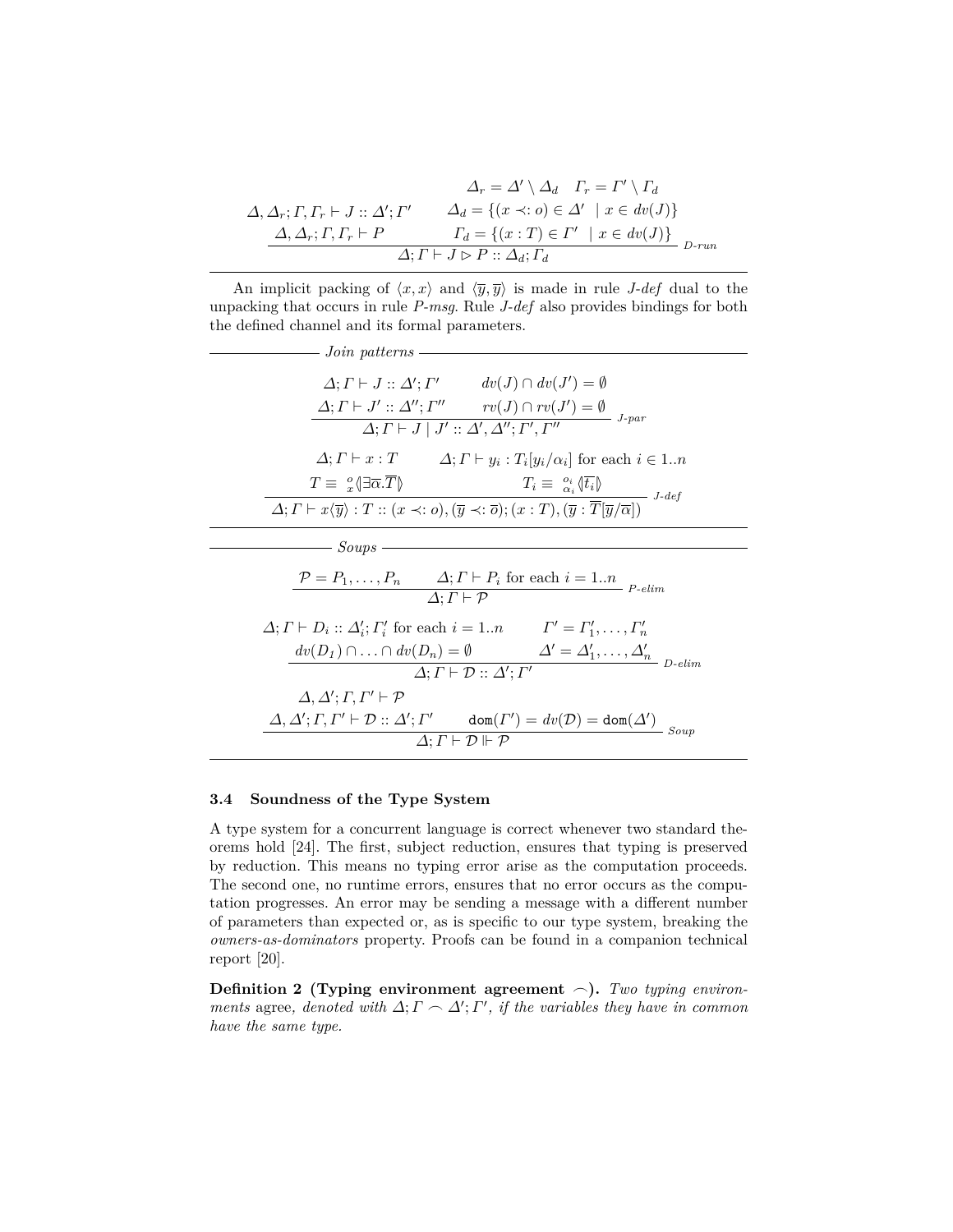$$\frac{\begin{array}{cc} & \Delta_r = \Delta' \setminus \Delta_d \quad \Gamma_r = \Gamma' \setminus \Gamma_d \\ \Delta, \Delta_r; \Gamma, \Gamma_r \vdash J :: \Delta'; \Gamma' & \Delta_d = \{(x \prec: o) \in \Delta' \mid x \in dv(J)\} \\ \Delta, \Delta_r; \Gamma, \Gamma_r \vdash P & \Gamma_d = \{(x : T) \in \Gamma' \mid x \in dv(J)\} \end{array}}{\Delta; \Gamma \vdash J \rhd P :: \Delta_d; \Gamma_d} \textit{ D-run}$$

An implicit packing of $\langle x, x \rangle$ and $\langle \overline{y}, \overline{y} \rangle$ is made in rule *J-def* dual to the unpacking that occurs in rule *P-msg*. Rule *J-def* also provides bindings for both the defined channel and its formal parameters.

*Join patterns*

$$\frac{\begin{array}{cc} \Delta; \Gamma \vdash J :: \Delta'; \Gamma' & dv(J) \cap dv(J') = \emptyset \\ \Delta; \Gamma \vdash J' :: \Delta''; \Gamma'' & rv(J) \cap rv(J') = \emptyset \end{array}}{\Delta; \Gamma \vdash J \mid J' :: \Delta', \Delta''; \Gamma', \Gamma''} \textit{ J-par}$$

$$\frac{\begin{array}{cc} \Delta; \Gamma \vdash x : T & \Delta; \Gamma \vdash y_i : T_i[y_i/\alpha_i] \text{ for each } i \in 1..n \\ T \equiv {}^{o}_{x}\langle\!\langle \exists \overline{\alpha}. \overline{T} \rangle\!\rangle & T_i \equiv {}^{o_i}_{\alpha_i}\langle\!\langle \overline{t_i} \rangle\!\rangle \end{array}}{\Delta; \Gamma \vdash x\langle \overline{y} \rangle : T :: (x \prec: o), (\overline{y} \prec: \overline{o}); (x : T), (\overline{y} : \overline{T}[\overline{y}/\overline{\alpha}])} \textit{ J-def}$$

*Soups*

$$\frac{\mathcal{P} = P_1, \ldots, P_n \qquad \Delta; \Gamma \vdash P_i \text{ for each } i = 1..n}{\Delta; \Gamma \vdash \mathcal{P}} \textit{ P-elim}$$

$$\frac{\begin{array}{cc} \Delta; \Gamma \vdash D_i :: \Delta'_i; \Gamma'_i \text{ for each } i = 1..n & \Gamma' = \Gamma'_1, \ldots, \Gamma'_n \\ dv(D_1) \cap \ldots \cap dv(D_n) = \emptyset & \Delta' = \Delta'_1, \ldots, \Delta'_n \end{array}}{\Delta; \Gamma \vdash \mathcal{D} :: \Delta'; \Gamma'} \textit{ D-elim}$$

$$\frac{\begin{array}{cc} \Delta, \Delta'; \Gamma, \Gamma' \vdash \mathcal{P} & \\ \Delta, \Delta'; \Gamma, \Gamma' \vdash \mathcal{D} :: \Delta'; \Gamma' & \mathtt{dom}(\Gamma') = dv(\mathcal{D}) = \mathtt{dom}(\Delta') \end{array}}{\Delta; \Gamma \vdash \mathcal{D} \Vdash \mathcal{P}} \textit{ Soup}$$

### 3.4 Soundness of the Type System

A type system for a concurrent language is correct whenever two standard theorems hold [24]. The first, subject reduction, ensures that typing is preserved by reduction. This means no typing error arise as the computation proceeds. The second one, no runtime errors, ensures that no error occurs as the computation progresses. An error may be sending a message with a different number of parameters than expected or, as is specific to our type system, breaking the *owners-as-dominators* property. Proofs can be found in a companion technical report [20].

**Definition 2 (Typing environment agreement $\frown$).** *Two typing environments* agree*, denoted with $\Delta; \Gamma \frown \Delta'; \Gamma'$, if the variables they have in common have the same type.*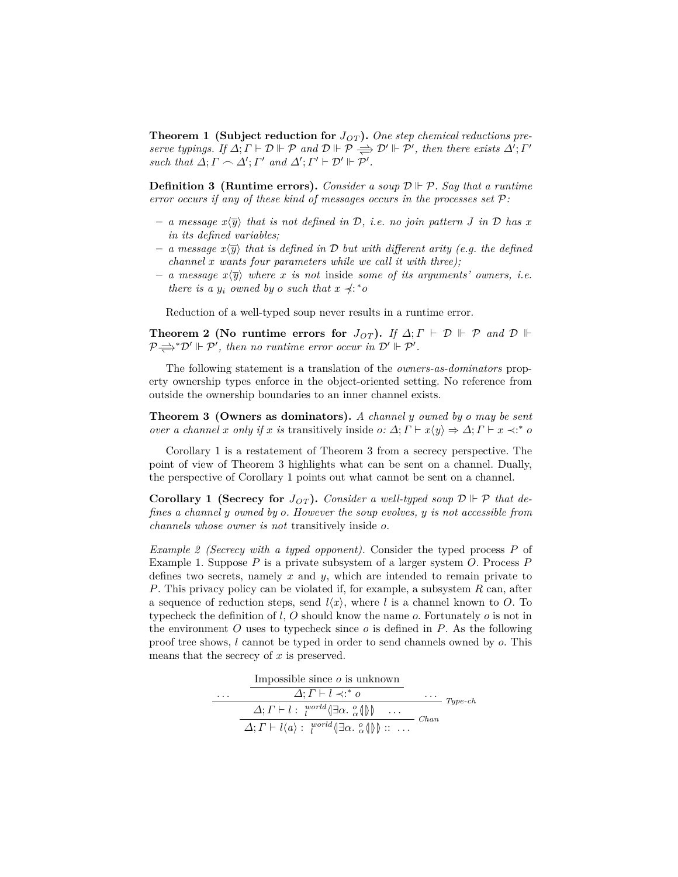**Theorem 1 (Subject reduction for $J_{OT}$).** *One step chemical reductions preserve typings. If $\Delta; \Gamma \vdash \mathcal{D} \Vdash \mathcal{P}$ and $\mathcal{D} \Vdash \mathcal{P} \rightleftharpoons \mathcal{D}' \Vdash \mathcal{P}'$, then there exists $\Delta'; \Gamma'$ such that $\Delta; \Gamma \frown \Delta'; \Gamma'$ and $\Delta'; \Gamma' \vdash \mathcal{D}' \Vdash \mathcal{P}'$.*

**Definition 3 (Runtime errors).** *Consider a soup $\mathcal{D} \Vdash \mathcal{P}$. Say that a runtime error occurs if any of these kind of messages occurs in the processes set $\mathcal{P}$:*

- *a message $x\langle \overline{y} \rangle$ that is not defined in $\mathcal{D}$, i.e. no join pattern $J$ in $\mathcal{D}$ has $x$ in its defined variables;*
- *a message $x\langle \overline{y} \rangle$ that is defined in $\mathcal{D}$ but with different arity (e.g. the defined channel $x$ wants four parameters while we call it with three);*
- *a message $x\langle \overline{y} \rangle$ where $x$ is not inside some of its arguments' owners, i.e. there is a $y_i$ owned by $o$ such that $x \not\prec:^* o$*

Reduction of a well-typed soup never results in a runtime error.

**Theorem 2 (No runtime errors for $J_{OT}$).** *If $\Delta; \Gamma \vdash \mathcal{D} \Vdash \mathcal{P}$ and $\mathcal{D} \Vdash \mathcal{P} \rightleftharpoons^* \mathcal{D}' \Vdash \mathcal{P}'$, then no runtime error occur in $\mathcal{D}' \Vdash \mathcal{P}'$.*

The following statement is a translation of the *owners-as-dominators* property ownership types enforce in the object-oriented setting. No reference from outside the ownership boundaries to an inner channel exists.

**Theorem 3 (Owners as dominators).** *A channel $y$ owned by $o$ may be sent over a channel $x$ only if $x$ is transitively inside $o$: $\Delta; \Gamma \vdash x\langle y \rangle \Rightarrow \Delta; \Gamma \vdash x \prec:^* o$*

Corollary 1 is a restatement of Theorem 3 from a secrecy perspective. The point of view of Theorem 3 highlights what can be sent on a channel. Dually, the perspective of Corollary 1 points out what cannot be sent on a channel.

**Corollary 1 (Secrecy for $J_{OT}$).** *Consider a well-typed soup $\mathcal{D} \Vdash \mathcal{P}$ that defines a channel $y$ owned by $o$. However the soup evolves, $y$ is not accessible from channels whose owner is not transitively inside $o$.*

*Example 2 (Secrecy with a typed opponent).* Consider the typed process $P$ of Example 1. Suppose $P$ is a private subsystem of a larger system $O$. Process $P$ defines two secrets, namely $x$ and $y$, which are intended to remain private to $P$. This privacy policy can be violated if, for example, a subsystem $R$ can, after a sequence of reduction steps, send $l\langle x \rangle$, where $l$ is a channel known to $O$. To typecheck the definition of $l$, $O$ should know the name $o$. Fortunately $o$ is not in the environment $O$ uses to typecheck since $o$ is defined in $P$. As the following proof tree shows, $l$ cannot be typed in order to send channels owned by $o$. This means that the secrecy of $x$ is preserved.

$$
\dfrac{\dfrac{\cdots \quad \dfrac{\text{Impossible since } o \text{ is unknown}}{\Delta; \Gamma \vdash l \prec:^* o} \quad \cdots}{\Delta; \Gamma \vdash l : {}^{world}_{l}\langle\!|\exists \alpha. {}^{o}_{\alpha}\langle\!|\,|\!\rangle|\!\rangle \quad \cdots} \; \textit{Type-ch}}{\Delta; \Gamma \vdash l\langle a \rangle : {}^{world}_{l}\langle\!|\exists \alpha. {}^{o}_{\alpha}\langle\!|\,|\!\rangle|\!\rangle :: \; \ldots} \; \textit{Chan}
$$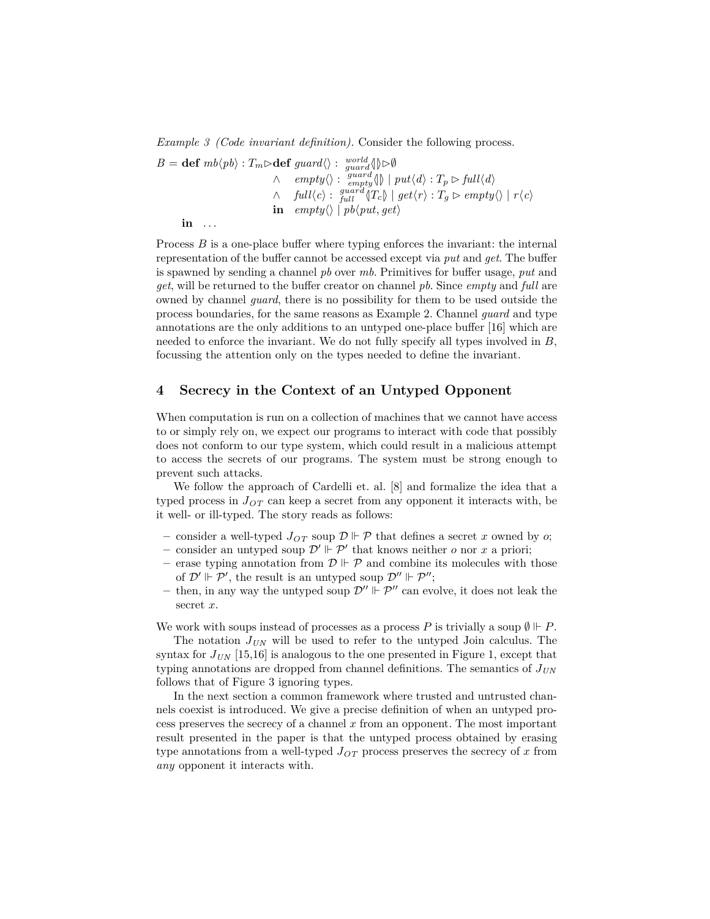*Example 3 (Code invariant definition).* Consider the following process.

$$
\begin{aligned}
B = \textbf{def } & mb\langle pb\rangle : T_m \triangleright \textbf{def } guard\langle\rangle : {}^{world}_{guard}\langle\!|\,|\!\rangle \triangleright \emptyset \\
& \qquad\qquad\qquad \wedge \quad empty\langle\rangle : {}^{guard}_{empty}\langle\!|\,|\!\rangle \mid put\langle d\rangle : T_p \triangleright full\langle d\rangle \\
& \qquad\qquad\qquad \wedge \quad full\langle c\rangle : {}^{guard}_{full}\langle\!| T_c |\!\rangle \mid get\langle r\rangle : T_g \triangleright empty\langle\rangle \mid r\langle c\rangle \\
& \qquad\qquad\qquad \textbf{in} \quad empty\langle\rangle \mid pb\langle put, get\rangle \\
\textbf{in} \quad & \ldots
\end{aligned}
$$

Process $B$ is a one-place buffer where typing enforces the invariant: the internal representation of the buffer cannot be accessed except via *put* and *get*. The buffer is spawned by sending a channel *pb* over *mb*. Primitives for buffer usage, *put* and *get*, will be returned to the buffer creator on channel *pb*. Since *empty* and *full* are owned by channel *guard*, there is no possibility for them to be used outside the process boundaries, for the same reasons as Example 2. Channel *guard* and type annotations are the only additions to an untyped one-place buffer [16] which are needed to enforce the invariant. We do not fully specify all types involved in $B$, focussing the attention only on the types needed to define the invariant.

## 4 Secrecy in the Context of an Untyped Opponent

When computation is run on a collection of machines that we cannot have access to or simply rely on, we expect our programs to interact with code that possibly does not conform to our type system, which could result in a malicious attempt to access the secrets of our programs. The system must be strong enough to prevent such attacks.

We follow the approach of Cardelli et. al. [8] and formalize the idea that a typed process in $J_{OT}$ can keep a secret from any opponent it interacts with, be it well- or ill-typed. The story reads as follows:

- consider a well-typed $J_{OT}$ soup $\mathcal{D} \Vdash \mathcal{P}$ that defines a secret $x$ owned by $o$;
- consider an untyped soup $\mathcal{D}' \Vdash \mathcal{P}'$ that knows neither $o$ nor $x$ a priori;
- erase typing annotation from $\mathcal{D} \Vdash \mathcal{P}$ and combine its molecules with those of $\mathcal{D}' \Vdash \mathcal{P}'$, the result is an untyped soup $\mathcal{D}'' \Vdash \mathcal{P}''$;
- then, in any way the untyped soup $\mathcal{D}'' \Vdash \mathcal{P}''$ can evolve, it does not leak the secret $x$.

We work with soups instead of processes as a process $P$ is trivially a soup $\emptyset \Vdash P$.

The notation $J_{UN}$ will be used to refer to the untyped Join calculus. The syntax for $J_{UN}$ [15,16] is analogous to the one presented in Figure 1, except that typing annotations are dropped from channel definitions. The semantics of $J_{UN}$ follows that of Figure 3 ignoring types.

In the next section a common framework where trusted and untrusted channels coexist is introduced. We give a precise definition of when an untyped process preserves the secrecy of a channel $x$ from an opponent. The most important result presented in the paper is that the untyped process obtained by erasing type annotations from a well-typed $J_{OT}$ process preserves the secrecy of $x$ from *any* opponent it interacts with.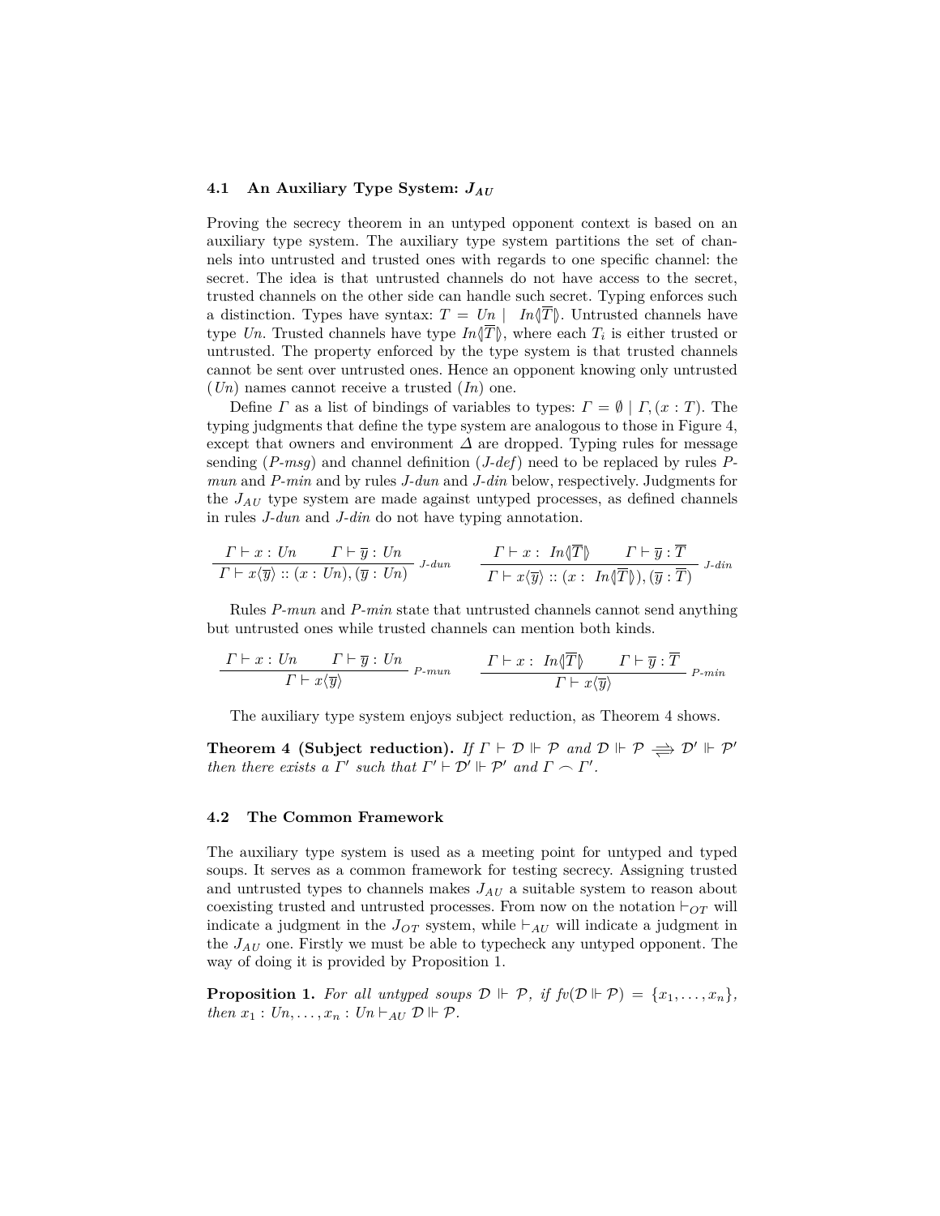### 4.1 An Auxiliary Type System: $J_{AU}$

Proving the secrecy theorem in an untyped opponent context is based on an auxiliary type system. The auxiliary type system partitions the set of channels into untrusted and trusted ones with regards to one specific channel: the secret. The idea is that untrusted channels do not have access to the secret, trusted channels on the other side can handle such secret. Typing enforces such a distinction. Types have syntax: $T = \mathit{Un} \mid \mathit{In}\langle\!|\overline{T}|\!\rangle$. Untrusted channels have type $\mathit{Un}$. Trusted channels have type $\mathit{In}\langle\!|\overline{T}|\!\rangle$, where each $T_i$ is either trusted or untrusted. The property enforced by the type system is that trusted channels cannot be sent over untrusted ones. Hence an opponent knowing only untrusted ($\mathit{Un}$) names cannot receive a trusted ($\mathit{In}$) one.

Define $\Gamma$ as a list of bindings of variables to types: $\Gamma = \emptyset \mid \Gamma, (x : T)$. The typing judgments that define the type system are analogous to those in Figure 4, except that owners and environment $\Delta$ are dropped. Typing rules for message sending (*P-msg*) and channel definition (*J-def*) need to be replaced by rules *P-mun* and *P-min* and by rules *J-dun* and *J-din* below, respectively. Judgments for the $J_{AU}$ type system are made against untyped processes, as defined channels in rules *J-dun* and *J-din* do not have typing annotation.

$$\frac{\Gamma \vdash x : \mathit{Un} \qquad \Gamma \vdash \overline{y} : \mathit{Un}}{\Gamma \vdash x\langle\overline{y}\rangle :: (x : \mathit{Un}), (\overline{y} : \mathit{Un})}\ \textit{J-dun} \qquad \frac{\Gamma \vdash x : \mathit{In}\langle\!|\overline{T}|\!\rangle \qquad \Gamma \vdash \overline{y} : \overline{T}}{\Gamma \vdash x\langle\overline{y}\rangle :: (x : \mathit{In}\langle\!|\overline{T}|\!\rangle), (\overline{y} : \overline{T})}\ \textit{J-din}$$

Rules *P-mun* and *P-min* state that untrusted channels cannot send anything but untrusted ones while trusted channels can mention both kinds.

$$\frac{\Gamma \vdash x : \mathit{Un} \qquad \Gamma \vdash \overline{y} : \mathit{Un}}{\Gamma \vdash x\langle\overline{y}\rangle}\ \textit{P-mun} \qquad \frac{\Gamma \vdash x : \mathit{In}\langle\!|\overline{T}|\!\rangle \qquad \Gamma \vdash \overline{y} : \overline{T}}{\Gamma \vdash x\langle\overline{y}\rangle}\ \textit{P-min}$$

The auxiliary type system enjoys subject reduction, as Theorem 4 shows.

**Theorem 4 (Subject reduction).** *If $\Gamma \vdash \mathcal{D} \Vdash \mathcal{P}$ and $\mathcal{D} \Vdash \mathcal{P} \rightleftharpoons \mathcal{D}' \Vdash \mathcal{P}'$ then there exists a $\Gamma'$ such that $\Gamma' \vdash \mathcal{D}' \Vdash \mathcal{P}'$ and $\Gamma \frown \Gamma'$.*

### 4.2 The Common Framework

The auxiliary type system is used as a meeting point for untyped and typed soups. It serves as a common framework for testing secrecy. Assigning trusted and untrusted types to channels makes $J_{AU}$ a suitable system to reason about coexisting trusted and untrusted processes. From now on the notation $\vdash_{OT}$ will indicate a judgment in the $J_{OT}$ system, while $\vdash_{AU}$ will indicate a judgment in the $J_{AU}$ one. Firstly we must be able to typecheck any untyped opponent. The way of doing it is provided by Proposition 1.

**Proposition 1.** *For all untyped soups $\mathcal{D} \Vdash \mathcal{P}$, if $fv(\mathcal{D} \Vdash \mathcal{P}) = \{x_1, \ldots, x_n\}$, then $x_1 : \mathit{Un}, \ldots, x_n : \mathit{Un} \vdash_{AU} \mathcal{D} \Vdash \mathcal{P}$.*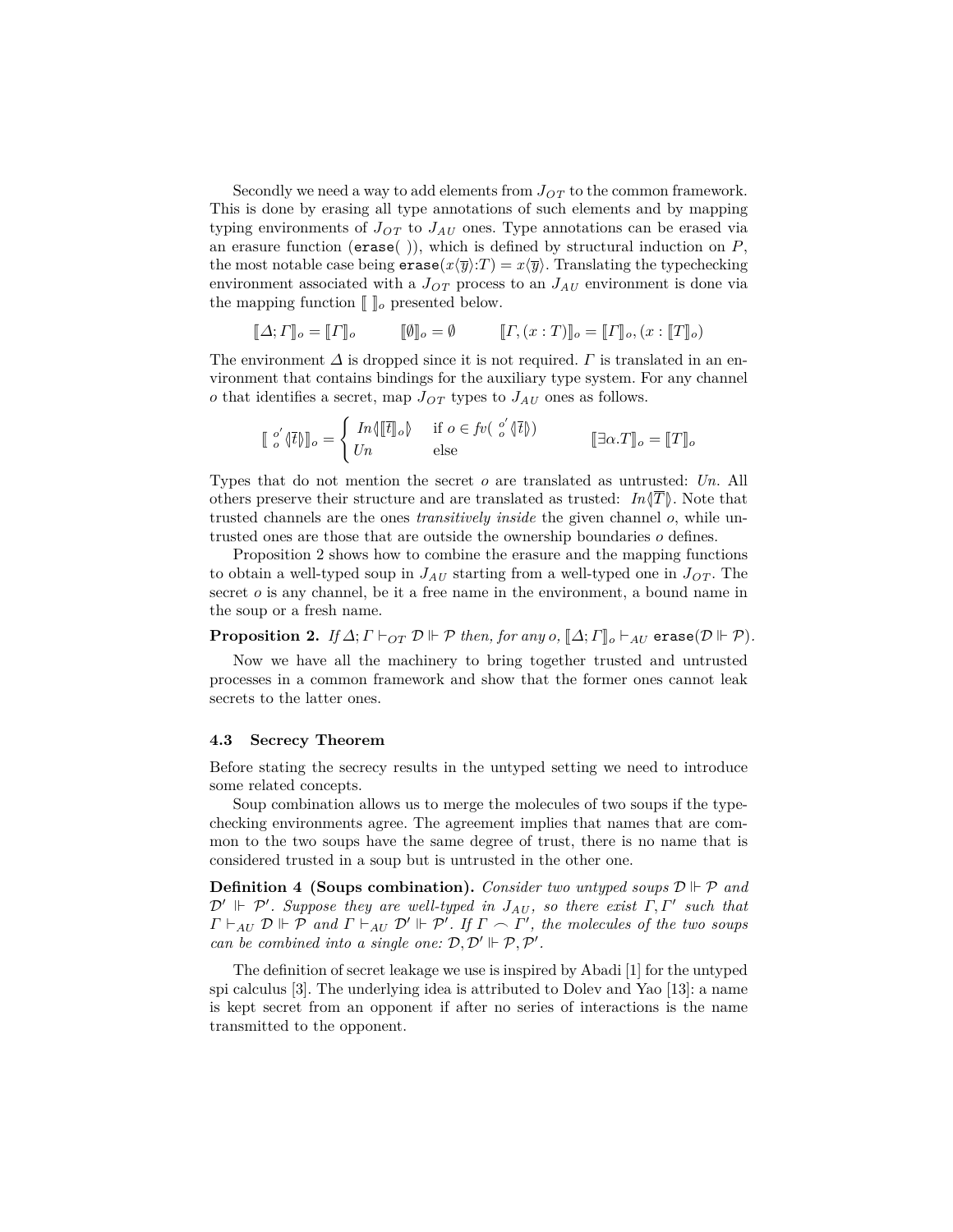Secondly we need a way to add elements from $J_{OT}$ to the common framework. This is done by erasing all type annotations of such elements and by mapping typing environments of $J_{OT}$ to $J_{AU}$ ones. Type annotations can be erased via an erasure function (`erase( )`), which is defined by structural induction on $P$, the most notable case being $\texttt{erase}(x\langle\overline{y}\rangle{:}T) = x\langle\overline{y}\rangle$. Translating the typechecking environment associated with a $J_{OT}$ process to an $J_{AU}$ environment is done via the mapping function $[\![\ ]\!]_o$ presented below.

$$[\![\Delta;\Gamma]\!]_o = [\![\Gamma]\!]_o \qquad [\![\emptyset]\!]_o = \emptyset \qquad [\![\Gamma,(x:T)]\!]_o = [\![\Gamma]\!]_o,(x:[\![T]\!]_o)$$

The environment $\Delta$ is dropped since it is not required. $\Gamma$ is translated in an environment that contains bindings for the auxiliary type system. For any channel $o$ that identifies a secret, map $J_{OT}$ types to $J_{AU}$ ones as follows.

$$[\![\ {}^{o'}_{o}\langle\!|\overline{t}|\!\rangle]\!]_o = \begin{cases} In\langle\!|[\![\overline{t}]\!]_o|\!\rangle & \text{if } o \in fv(\ {}^{o'}_{o}\langle\!|\overline{t}|\!\rangle) \\ Un & \text{else} \end{cases} \qquad [\![\exists\alpha.T]\!]_o = [\![T]\!]_o$$

Types that do not mention the secret $o$ are translated as untrusted: *Un*. All others preserve their structure and are translated as trusted: $In\langle\!|\overline{T}|\!\rangle$. Note that trusted channels are the ones *transitively inside* the given channel $o$, while untrusted ones are those that are outside the ownership boundaries $o$ defines.

Proposition 2 shows how to combine the erasure and the mapping functions to obtain a well-typed soup in $J_{AU}$ starting from a well-typed one in $J_{OT}$. The secret $o$ is any channel, be it a free name in the environment, a bound name in the soup or a fresh name.

**Proposition 2.** *If $\Delta;\Gamma \vdash_{OT} \mathcal{D} \Vdash \mathcal{P}$ then, for any $o$, $[\![\Delta;\Gamma]\!]_o \vdash_{AU} \texttt{erase}(\mathcal{D} \Vdash \mathcal{P})$.*

Now we have all the machinery to bring together trusted and untrusted processes in a common framework and show that the former ones cannot leak secrets to the latter ones.

### 4.3 Secrecy Theorem

Before stating the secrecy results in the untyped setting we need to introduce some related concepts.

Soup combination allows us to merge the molecules of two soups if the typechecking environments agree. The agreement implies that names that are common to the two soups have the same degree of trust, there is no name that is considered trusted in a soup but is untrusted in the other one.

**Definition 4 (Soups combination).** *Consider two untyped soups $\mathcal{D} \Vdash \mathcal{P}$ and $\mathcal{D}' \Vdash \mathcal{P}'$. Suppose they are well-typed in $J_{AU}$, so there exist $\Gamma,\Gamma'$ such that $\Gamma \vdash_{AU} \mathcal{D} \Vdash \mathcal{P}$ and $\Gamma \vdash_{AU} \mathcal{D}' \Vdash \mathcal{P}'$. If $\Gamma \frown \Gamma'$, the molecules of the two soups can be combined into a single one: $\mathcal{D},\mathcal{D}' \Vdash \mathcal{P},\mathcal{P}'$.*

The definition of secret leakage we use is inspired by Abadi [1] for the untyped spi calculus [3]. The underlying idea is attributed to Dolev and Yao [13]: a name is kept secret from an opponent if after no series of interactions is the name transmitted to the opponent.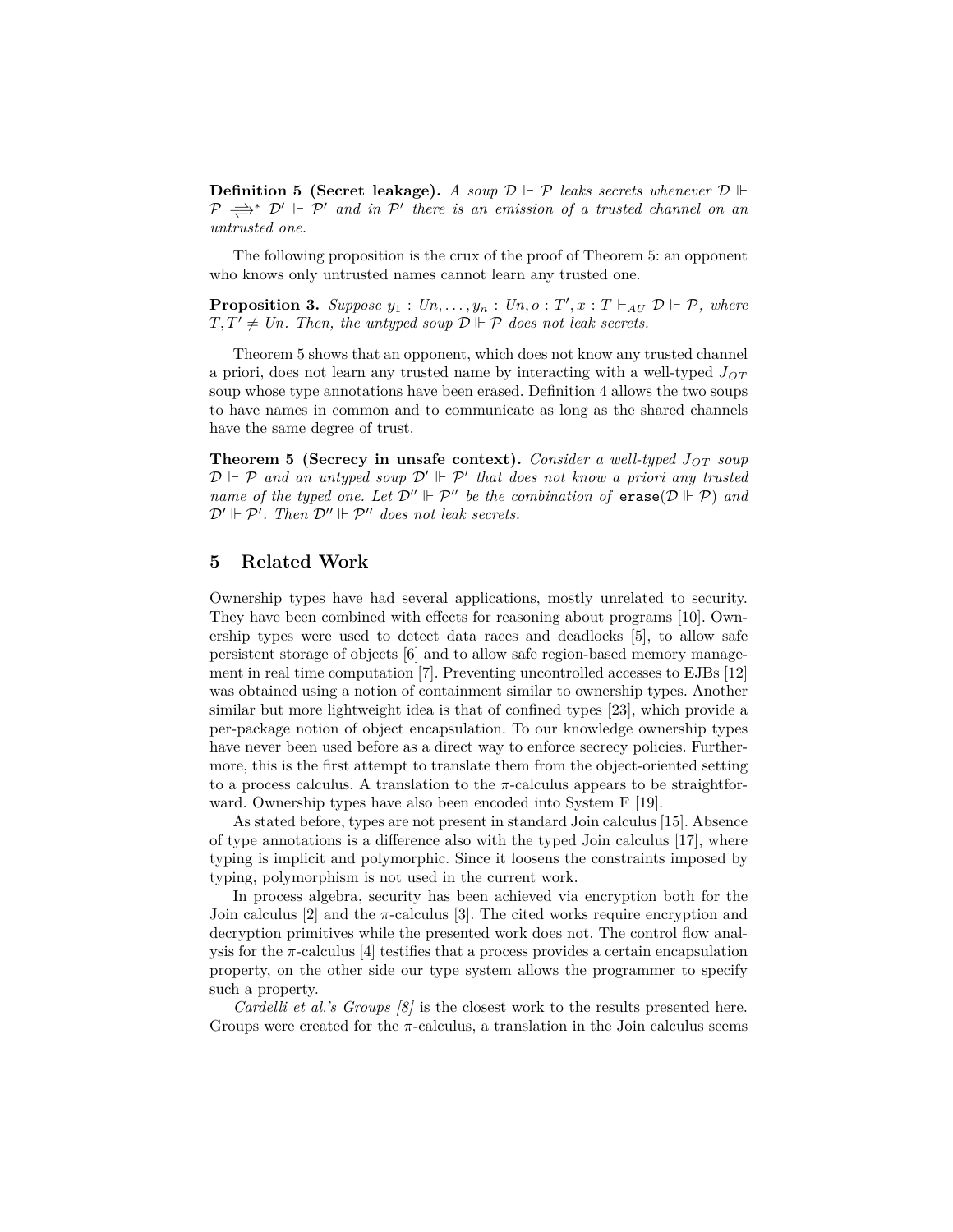**Definition 5 (Secret leakage).** *A soup $\mathcal{D} \Vdash \mathcal{P}$ leaks secrets whenever $\mathcal{D} \Vdash \mathcal{P} \Rrightarrow^* \mathcal{D}' \Vdash \mathcal{P}'$ and in $\mathcal{P}'$ there is an emission of a trusted channel on an untrusted one.*

The following proposition is the crux of the proof of Theorem 5: an opponent who knows only untrusted names cannot learn any trusted one.

**Proposition 3.** *Suppose $y_1 : Un, \ldots, y_n : Un, o : T', x : T \vdash_{AU} \mathcal{D} \Vdash \mathcal{P}$, where $T, T' \neq Un$. Then, the untyped soup $\mathcal{D} \Vdash \mathcal{P}$ does not leak secrets.*

Theorem 5 shows that an opponent, which does not know any trusted channel a priori, does not learn any trusted name by interacting with a well-typed $J_{OT}$ soup whose type annotations have been erased. Definition 4 allows the two soups to have names in common and to communicate as long as the shared channels have the same degree of trust.

**Theorem 5 (Secrecy in unsafe context).** *Consider a well-typed $J_{OT}$ soup $\mathcal{D} \Vdash \mathcal{P}$ and an untyped soup $\mathcal{D}' \Vdash \mathcal{P}'$ that does not know a priori any trusted name of the typed one. Let $\mathcal{D}'' \Vdash \mathcal{P}''$ be the combination of $\texttt{erase}(\mathcal{D} \Vdash \mathcal{P})$ and $\mathcal{D}' \Vdash \mathcal{P}'$. Then $\mathcal{D}'' \Vdash \mathcal{P}''$ does not leak secrets.*

## 5 Related Work

Ownership types have had several applications, mostly unrelated to security. They have been combined with effects for reasoning about programs [10]. Ownership types were used to detect data races and deadlocks [5], to allow safe persistent storage of objects [6] and to allow safe region-based memory management in real time computation [7]. Preventing uncontrolled accesses to EJBs [12] was obtained using a notion of containment similar to ownership types. Another similar but more lightweight idea is that of confined types [23], which provide a per-package notion of object encapsulation. To our knowledge ownership types have never been used before as a direct way to enforce secrecy policies. Furthermore, this is the first attempt to translate them from the object-oriented setting to a process calculus. A translation to the $\pi$-calculus appears to be straightforward. Ownership types have also been encoded into System F [19].

As stated before, types are not present in standard Join calculus [15]. Absence of type annotations is a difference also with the typed Join calculus [17], where typing is implicit and polymorphic. Since it loosens the constraints imposed by typing, polymorphism is not used in the current work.

In process algebra, security has been achieved via encryption both for the Join calculus [2] and the $\pi$-calculus [3]. The cited works require encryption and decryption primitives while the presented work does not. The control flow analysis for the $\pi$-calculus [4] testifies that a process provides a certain encapsulation property, on the other side our type system allows the programmer to specify such a property.

*Cardelli et al.'s Groups [8]* is the closest work to the results presented here. Groups were created for the $\pi$-calculus, a translation in the Join calculus seems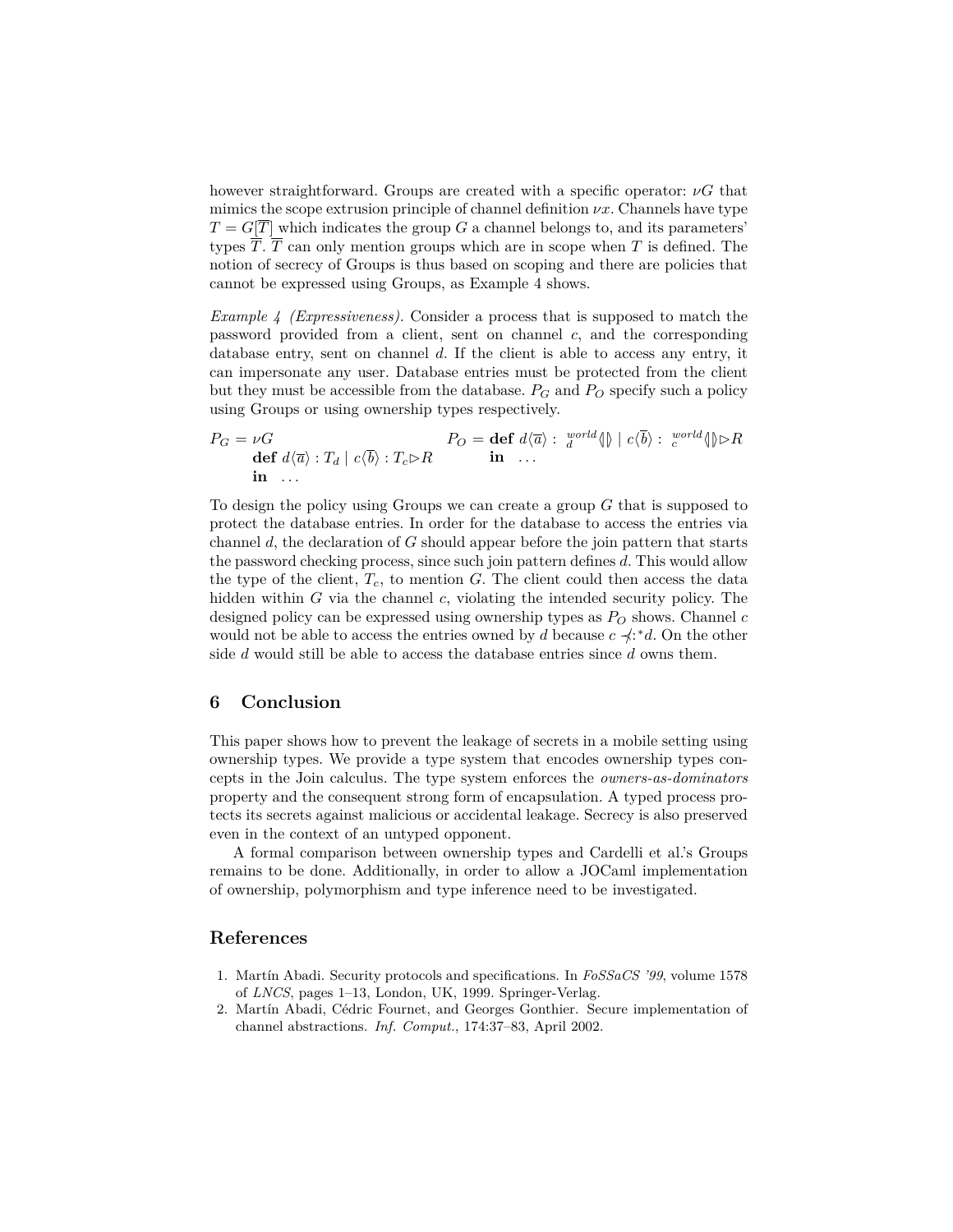however straightforward. Groups are created with a specific operator: $\nu G$ that mimics the scope extrusion principle of channel definition $\nu x$. Channels have type $T = G[\overline{T}]$ which indicates the group $G$ a channel belongs to, and its parameters' types $\overline{T}$. $\overline{T}$ can only mention groups which are in scope when $T$ is defined. The notion of secrecy of Groups is thus based on scoping and there are policies that cannot be expressed using Groups, as Example 4 shows.

*Example 4 (Expressiveness).* Consider a process that is supposed to match the password provided from a client, sent on channel $c$, and the corresponding database entry, sent on channel $d$. If the client is able to access any entry, it can impersonate any user. Database entries must be protected from the client but they must be accessible from the database. $P_G$ and $P_O$ specify such a policy using Groups or using ownership types respectively.

$$
\begin{aligned}
P_G = {} & \nu G \\
& \mathbf{def}\ d\langle\overline{a}\rangle : T_d \mid c\langle\overline{b}\rangle : T_c \triangleright R \\
& \mathbf{in}\ \ \ldots
\end{aligned}
\qquad
\begin{aligned}
P_O = {} & \mathbf{def}\ d\langle\overline{a}\rangle :\ {}^{world}_{d}\langle\!|\,|\!\rangle \mid c\langle\overline{b}\rangle :\ {}^{world}_{c}\langle\!|\,|\!\rangle \triangleright R \\
& \mathbf{in}\ \ \ldots
\end{aligned}
$$

To design the policy using Groups we can create a group $G$ that is supposed to protect the database entries. In order for the database to access the entries via channel $d$, the declaration of $G$ should appear before the join pattern that starts the password checking process, since such join pattern defines $d$. This would allow the type of the client, $T_c$, to mention $G$. The client could then access the data hidden within $G$ via the channel $c$, violating the intended security policy. The designed policy can be expressed using ownership types as $P_O$ shows. Channel $c$ would not be able to access the entries owned by $d$ because $c \not\prec:^{*} d$. On the other side $d$ would still be able to access the database entries since $d$ owns them.

## 6 Conclusion

This paper shows how to prevent the leakage of secrets in a mobile setting using ownership types. We provide a type system that encodes ownership types concepts in the Join calculus. The type system enforces the *owners-as-dominators* property and the consequent strong form of encapsulation. A typed process protects its secrets against malicious or accidental leakage. Secrecy is also preserved even in the context of an untyped opponent.

A formal comparison between ownership types and Cardelli et al.'s Groups remains to be done. Additionally, in order to allow a JOCaml implementation of ownership, polymorphism and type inference need to be investigated.

## References

1. Martín Abadi. Security protocols and specifications. In *FoSSaCS '99*, volume 1578 of *LNCS*, pages 1–13, London, UK, 1999. Springer-Verlag.
2. Martín Abadi, Cédric Fournet, and Georges Gonthier. Secure implementation of channel abstractions. *Inf. Comput.*, 174:37–83, April 2002.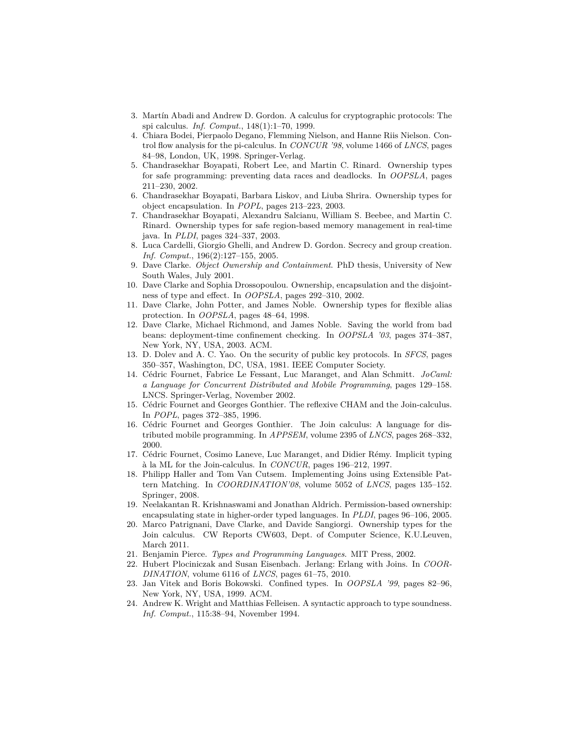3. Martín Abadi and Andrew D. Gordon. A calculus for cryptographic protocols: The spi calculus. *Inf. Comput.*, 148(1):1–70, 1999.
4. Chiara Bodei, Pierpaolo Degano, Flemming Nielson, and Hanne Riis Nielson. Control flow analysis for the pi-calculus. In *CONCUR '98*, volume 1466 of *LNCS*, pages 84–98, London, UK, 1998. Springer-Verlag.
5. Chandrasekhar Boyapati, Robert Lee, and Martin C. Rinard. Ownership types for safe programming: preventing data races and deadlocks. In *OOPSLA*, pages 211–230, 2002.
6. Chandrasekhar Boyapati, Barbara Liskov, and Liuba Shrira. Ownership types for object encapsulation. In *POPL*, pages 213–223, 2003.
7. Chandrasekhar Boyapati, Alexandru Salcianu, William S. Beebee, and Martin C. Rinard. Ownership types for safe region-based memory management in real-time java. In *PLDI*, pages 324–337, 2003.
8. Luca Cardelli, Giorgio Ghelli, and Andrew D. Gordon. Secrecy and group creation. *Inf. Comput.*, 196(2):127–155, 2005.
9. Dave Clarke. *Object Ownership and Containment*. PhD thesis, University of New South Wales, July 2001.
10. Dave Clarke and Sophia Drossopoulou. Ownership, encapsulation and the disjointness of type and effect. In *OOPSLA*, pages 292–310, 2002.
11. Dave Clarke, John Potter, and James Noble. Ownership types for flexible alias protection. In *OOPSLA*, pages 48–64, 1998.
12. Dave Clarke, Michael Richmond, and James Noble. Saving the world from bad beans: deployment-time confinement checking. In *OOPSLA '03*, pages 374–387, New York, NY, USA, 2003. ACM.
13. D. Dolev and A. C. Yao. On the security of public key protocols. In *SFCS*, pages 350–357, Washington, DC, USA, 1981. IEEE Computer Society.
14. Cédric Fournet, Fabrice Le Fessant, Luc Maranget, and Alan Schmitt. *JoCaml: a Language for Concurrent Distributed and Mobile Programming*, pages 129–158. LNCS. Springer-Verlag, November 2002.
15. Cédric Fournet and Georges Gonthier. The reflexive CHAM and the Join-calculus. In *POPL*, pages 372–385, 1996.
16. Cédric Fournet and Georges Gonthier. The Join calculus: A language for distributed mobile programming. In *APPSEM*, volume 2395 of *LNCS*, pages 268–332, 2000.
17. Cédric Fournet, Cosimo Laneve, Luc Maranget, and Didier Rémy. Implicit typing à la ML for the Join-calculus. In *CONCUR*, pages 196–212, 1997.
18. Philipp Haller and Tom Van Cutsem. Implementing Joins using Extensible Pattern Matching. In *COORDINATION'08*, volume 5052 of *LNCS*, pages 135–152. Springer, 2008.
19. Neelakantan R. Krishnaswami and Jonathan Aldrich. Permission-based ownership: encapsulating state in higher-order typed languages. In *PLDI*, pages 96–106, 2005.
20. Marco Patrignani, Dave Clarke, and Davide Sangiorgi. Ownership types for the Join calculus. CW Reports CW603, Dept. of Computer Science, K.U.Leuven, March 2011.
21. Benjamin Pierce. *Types and Programming Languages.* MIT Press, 2002.
22. Hubert Plociniczak and Susan Eisenbach. Jerlang: Erlang with Joins. In *COORDINATION*, volume 6116 of *LNCS*, pages 61–75, 2010.
23. Jan Vitek and Boris Bokowski. Confined types. In *OOPSLA '99*, pages 82–96, New York, NY, USA, 1999. ACM.
24. Andrew K. Wright and Matthias Felleisen. A syntactic approach to type soundness. *Inf. Comput.*, 115:38–94, November 1994.